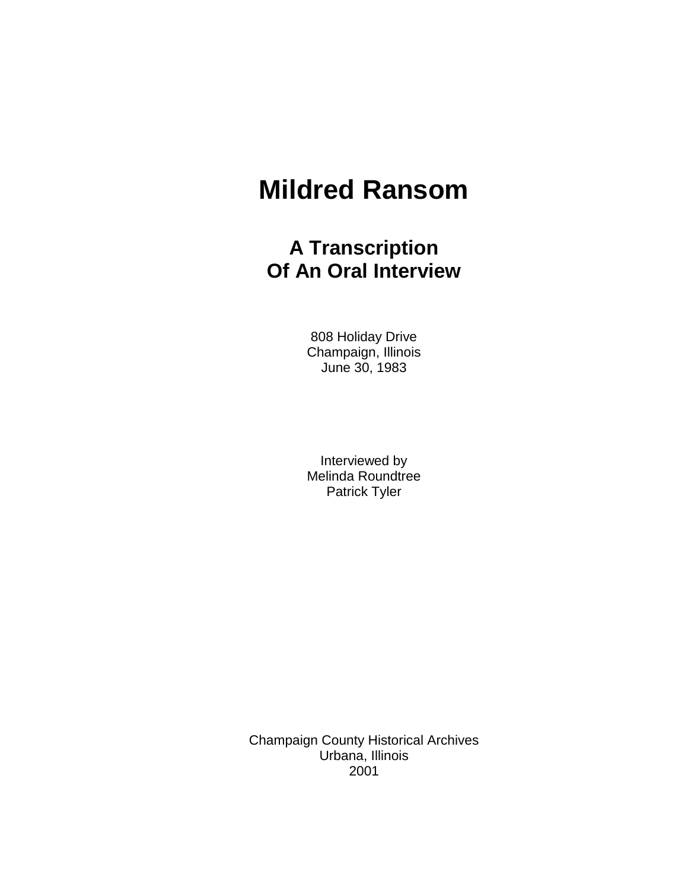# Mildred Ransom

## A Transcription
## Of An Oral Interview

808 Holiday Drive
Champaign, Illinois
June 30, 1983

Interviewed by
Melinda Roundtree
Patrick Tyler

Champaign County Historical Archives
Urbana, Illinois
2001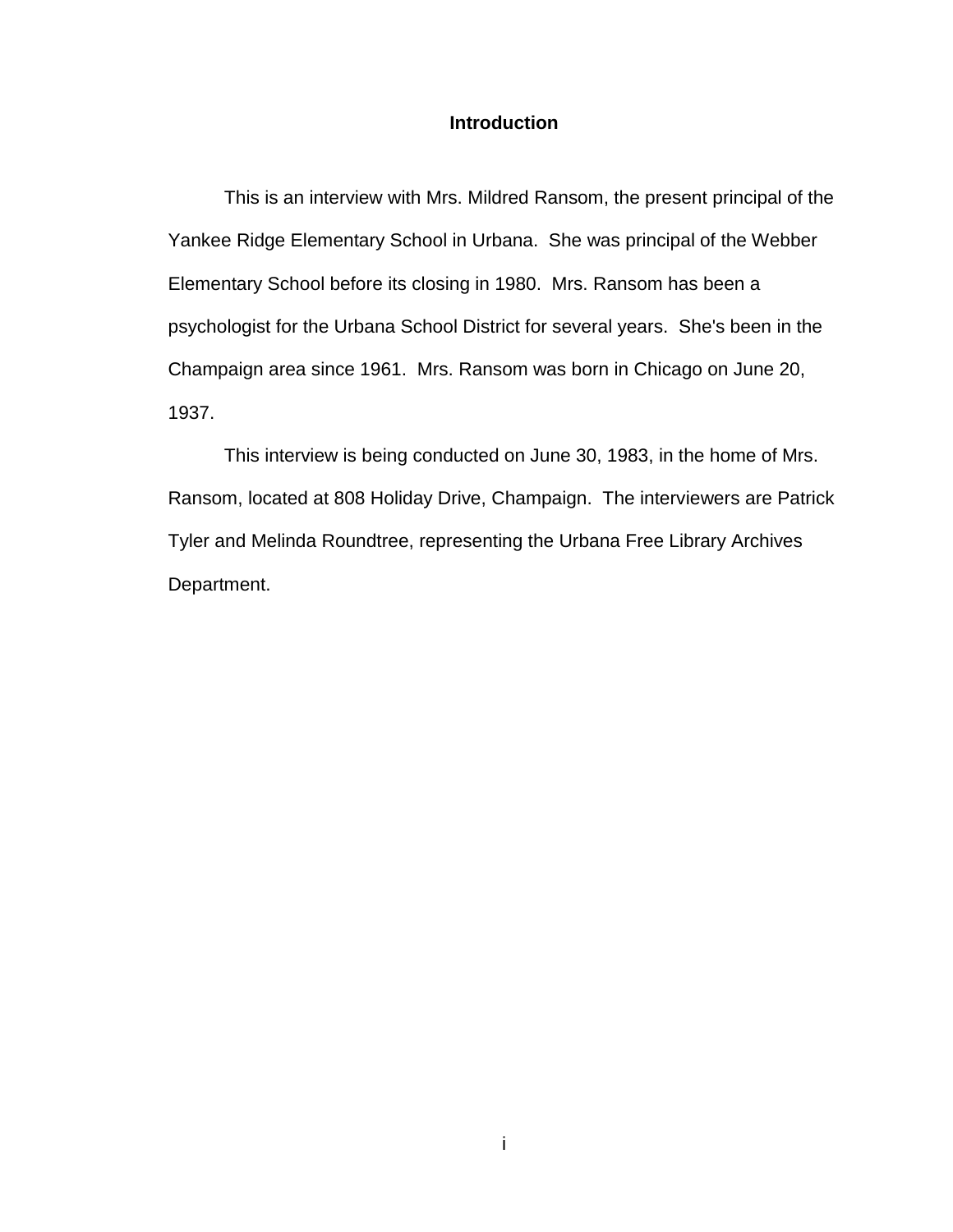# Introduction

This is an interview with Mrs. Mildred Ransom, the present principal of the Yankee Ridge Elementary School in Urbana. She was principal of the Webber Elementary School before its closing in 1980. Mrs. Ransom has been a psychologist for the Urbana School District for several years. She's been in the Champaign area since 1961. Mrs. Ransom was born in Chicago on June 20, 1937.

This interview is being conducted on June 30, 1983, in the home of Mrs. Ransom, located at 808 Holiday Drive, Champaign. The interviewers are Patrick Tyler and Melinda Roundtree, representing the Urbana Free Library Archives Department.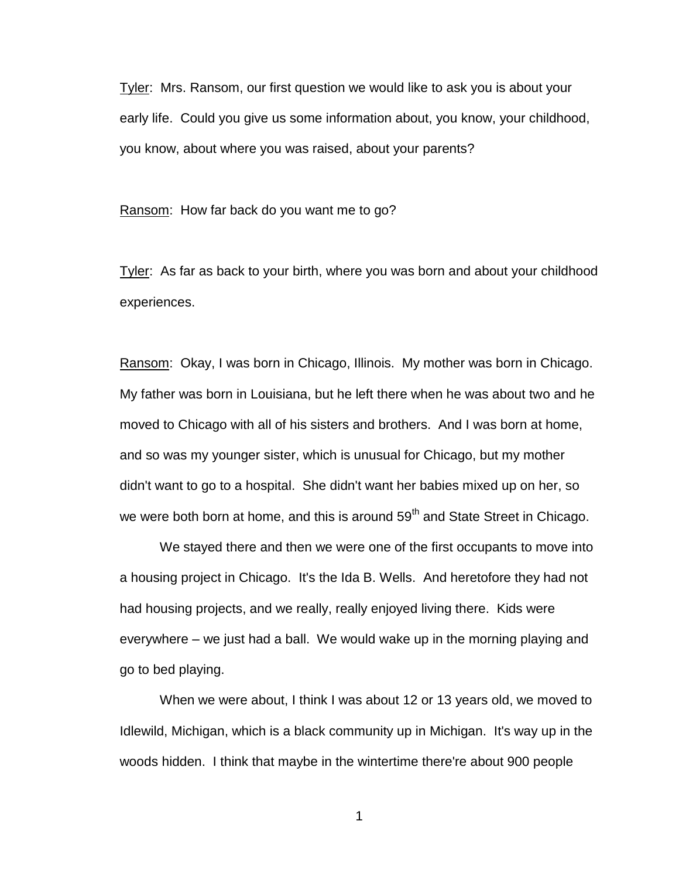Tyler: Mrs. Ransom, our first question we would like to ask you is about your early life. Could you give us some information about, you know, your childhood, you know, about where you was raised, about your parents?

Ransom: How far back do you want me to go?

Tyler: As far as back to your birth, where you was born and about your childhood experiences.

Ransom: Okay, I was born in Chicago, Illinois. My mother was born in Chicago. My father was born in Louisiana, but he left there when he was about two and he moved to Chicago with all of his sisters and brothers. And I was born at home, and so was my younger sister, which is unusual for Chicago, but my mother didn't want to go to a hospital. She didn't want her babies mixed up on her, so we were both born at home, and this is around 59th and State Street in Chicago.

We stayed there and then we were one of the first occupants to move into a housing project in Chicago. It's the Ida B. Wells. And heretofore they had not had housing projects, and we really, really enjoyed living there. Kids were everywhere – we just had a ball. We would wake up in the morning playing and go to bed playing.

When we were about, I think I was about 12 or 13 years old, we moved to Idlewild, Michigan, which is a black community up in Michigan. It's way up in the woods hidden. I think that maybe in the wintertime there're about 900 people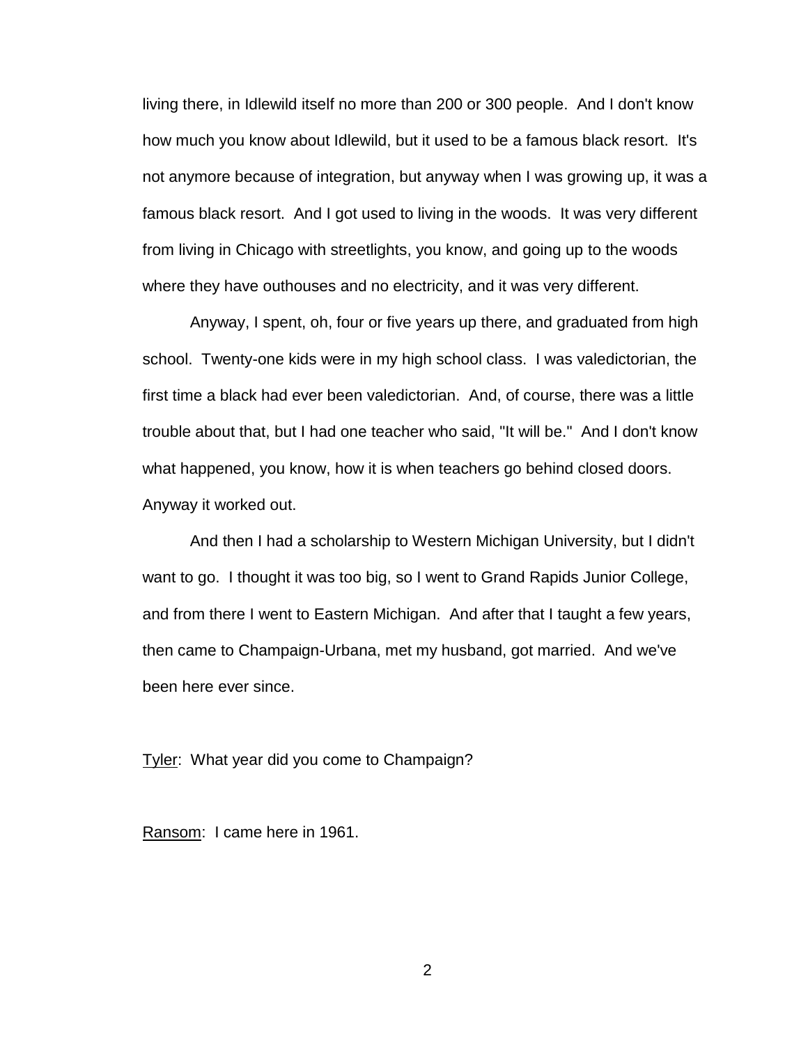living there, in Idlewild itself no more than 200 or 300 people. And I don't know how much you know about Idlewild, but it used to be a famous black resort. It's not anymore because of integration, but anyway when I was growing up, it was a famous black resort. And I got used to living in the woods. It was very different from living in Chicago with streetlights, you know, and going up to the woods where they have outhouses and no electricity, and it was very different.

Anyway, I spent, oh, four or five years up there, and graduated from high school. Twenty-one kids were in my high school class. I was valedictorian, the first time a black had ever been valedictorian. And, of course, there was a little trouble about that, but I had one teacher who said, "It will be." And I don't know what happened, you know, how it is when teachers go behind closed doors. Anyway it worked out.

And then I had a scholarship to Western Michigan University, but I didn't want to go. I thought it was too big, so I went to Grand Rapids Junior College, and from there I went to Eastern Michigan. And after that I taught a few years, then came to Champaign-Urbana, met my husband, got married. And we've been here ever since.

Tyler: What year did you come to Champaign?

Ransom: I came here in 1961.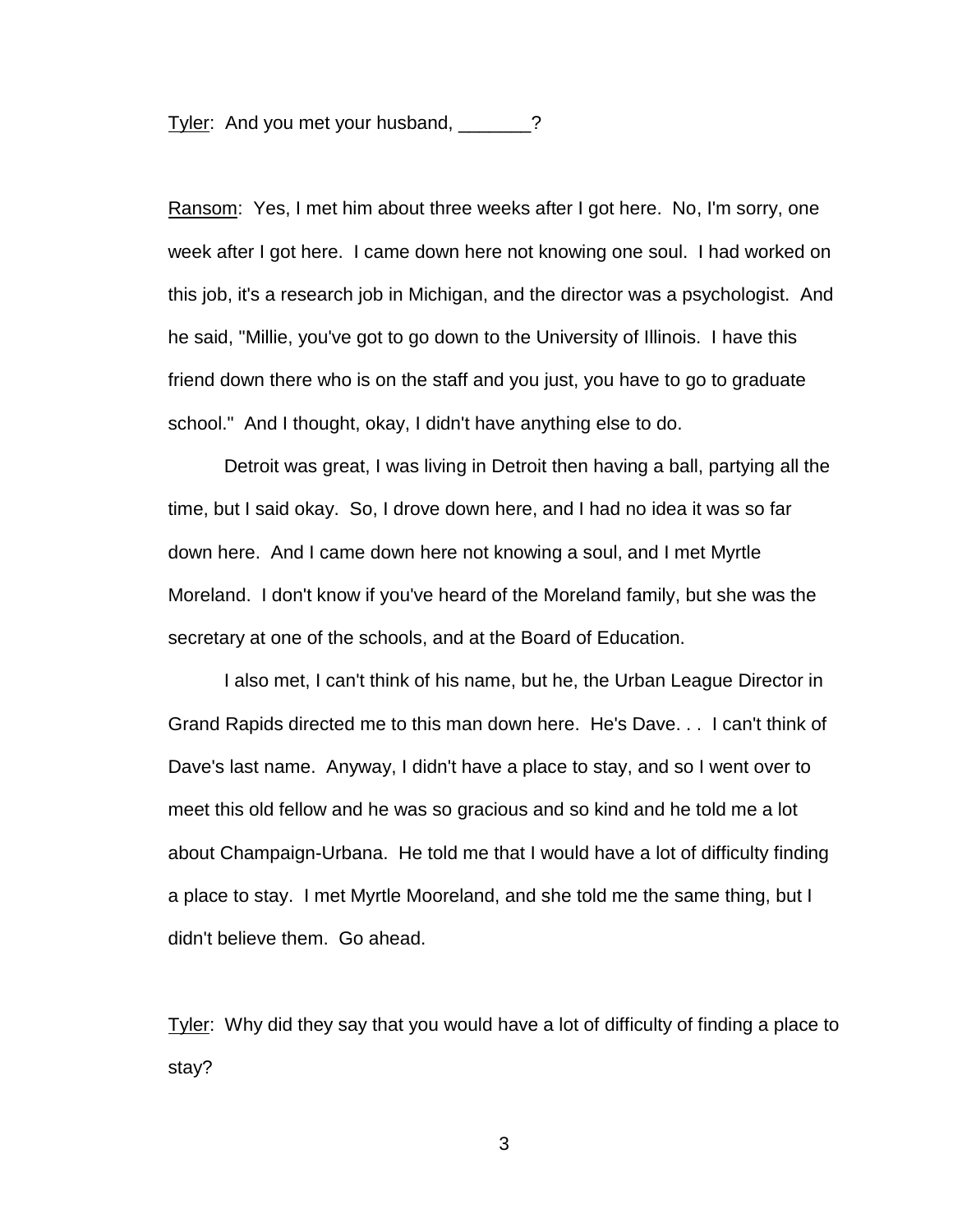Tyler: And you met your husband, _______?

Ransom: Yes, I met him about three weeks after I got here. No, I'm sorry, one week after I got here. I came down here not knowing one soul. I had worked on this job, it's a research job in Michigan, and the director was a psychologist. And he said, "Millie, you've got to go down to the University of Illinois. I have this friend down there who is on the staff and you just, you have to go to graduate school." And I thought, okay, I didn't have anything else to do.

Detroit was great, I was living in Detroit then having a ball, partying all the time, but I said okay. So, I drove down here, and I had no idea it was so far down here. And I came down here not knowing a soul, and I met Myrtle Moreland. I don't know if you've heard of the Moreland family, but she was the secretary at one of the schools, and at the Board of Education.

I also met, I can't think of his name, but he, the Urban League Director in Grand Rapids directed me to this man down here. He's Dave. . . I can't think of Dave's last name. Anyway, I didn't have a place to stay, and so I went over to meet this old fellow and he was so gracious and so kind and he told me a lot about Champaign-Urbana. He told me that I would have a lot of difficulty finding a place to stay. I met Myrtle Mooreland, and she told me the same thing, but I didn't believe them. Go ahead.

Tyler: Why did they say that you would have a lot of difficulty of finding a place to stay?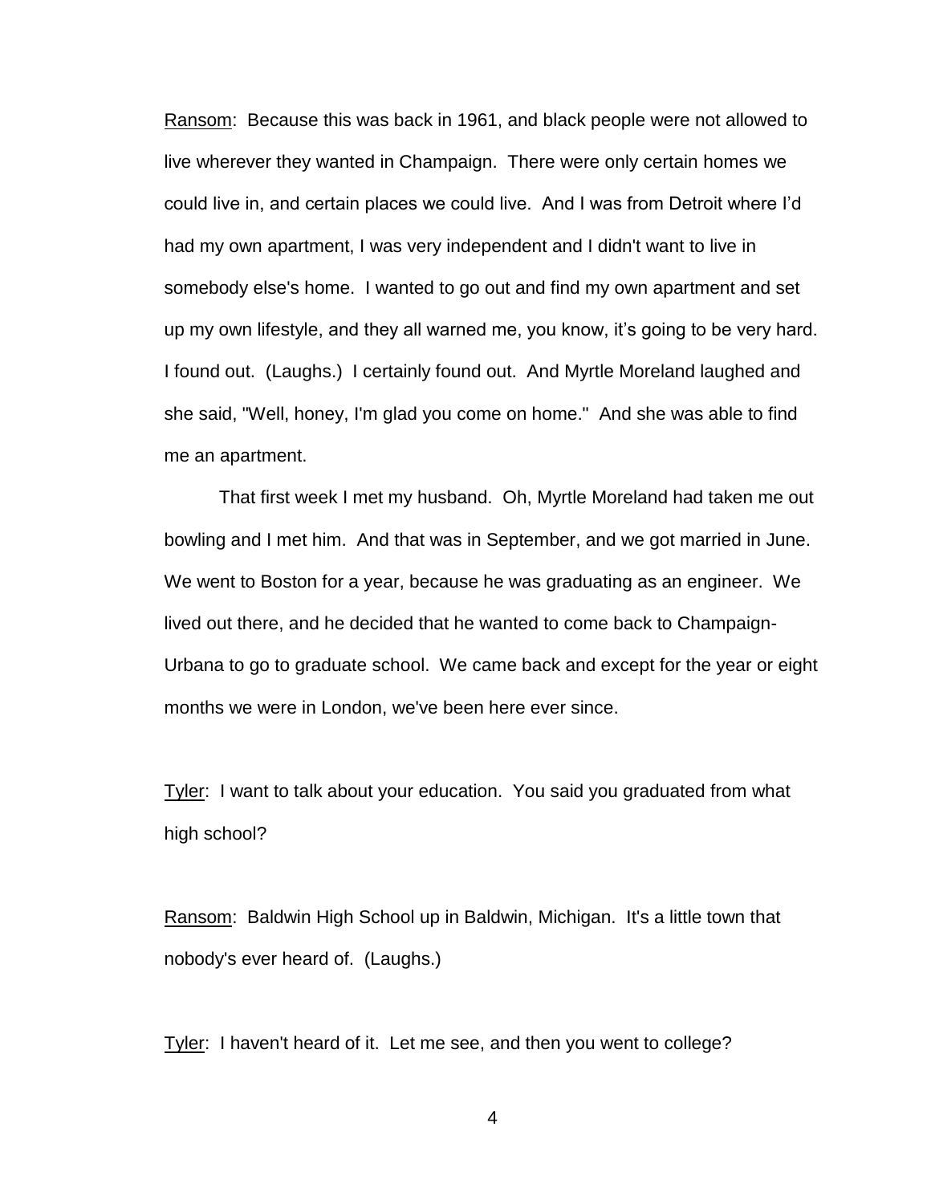Ransom: Because this was back in 1961, and black people were not allowed to live wherever they wanted in Champaign. There were only certain homes we could live in, and certain places we could live. And I was from Detroit where I'd had my own apartment, I was very independent and I didn't want to live in somebody else's home. I wanted to go out and find my own apartment and set up my own lifestyle, and they all warned me, you know, it's going to be very hard. I found out. (Laughs.) I certainly found out. And Myrtle Moreland laughed and she said, "Well, honey, I'm glad you come on home." And she was able to find me an apartment.

That first week I met my husband. Oh, Myrtle Moreland had taken me out bowling and I met him. And that was in September, and we got married in June. We went to Boston for a year, because he was graduating as an engineer. We lived out there, and he decided that he wanted to come back to Champaign-Urbana to go to graduate school. We came back and except for the year or eight months we were in London, we've been here ever since.

Tyler: I want to talk about your education. You said you graduated from what high school?

Ransom: Baldwin High School up in Baldwin, Michigan. It's a little town that nobody's ever heard of. (Laughs.)

Tyler: I haven't heard of it. Let me see, and then you went to college?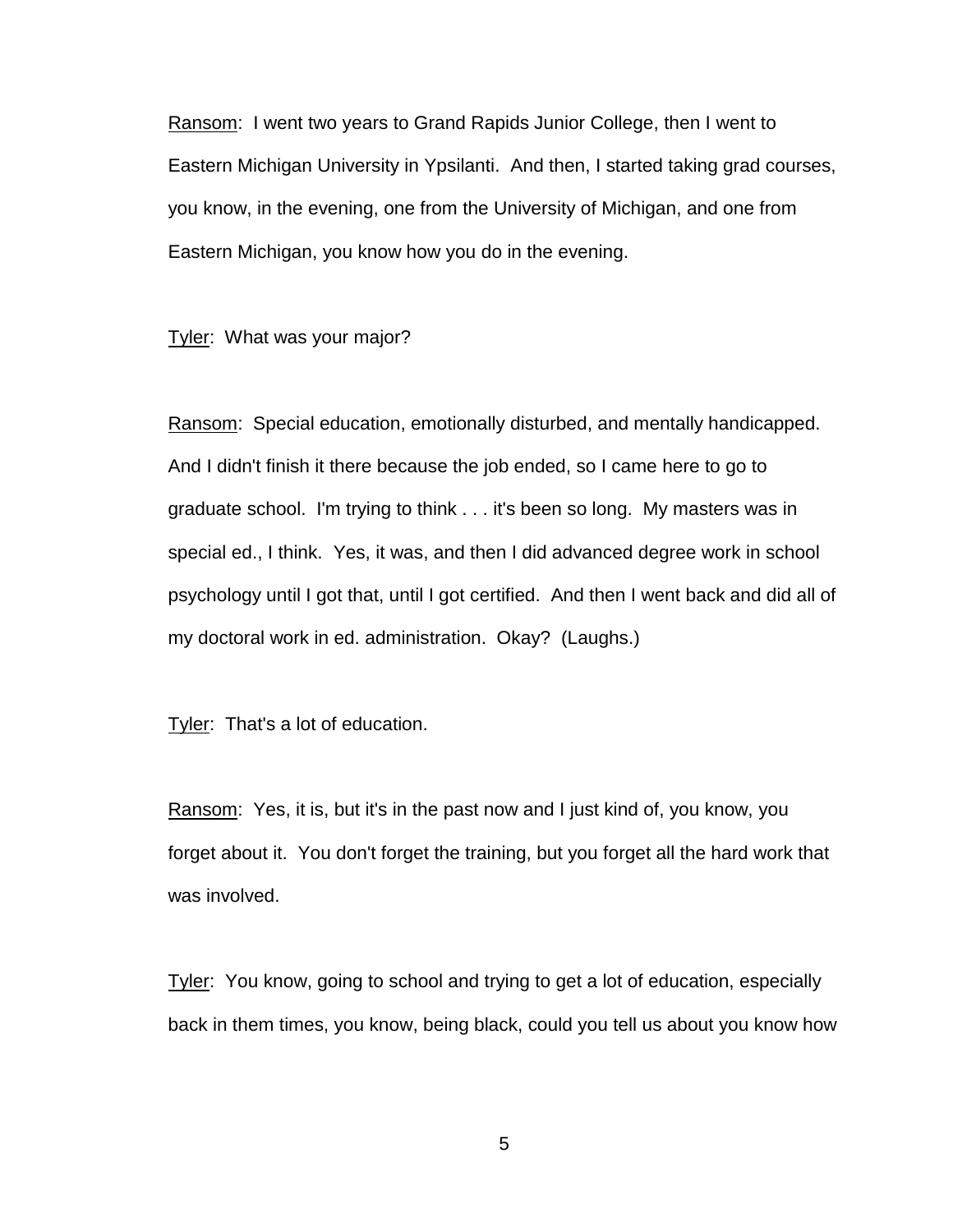Ransom: I went two years to Grand Rapids Junior College, then I went to Eastern Michigan University in Ypsilanti. And then, I started taking grad courses, you know, in the evening, one from the University of Michigan, and one from Eastern Michigan, you know how you do in the evening.

Tyler: What was your major?

Ransom: Special education, emotionally disturbed, and mentally handicapped. And I didn't finish it there because the job ended, so I came here to go to graduate school. I'm trying to think . . . it's been so long. My masters was in special ed., I think. Yes, it was, and then I did advanced degree work in school psychology until I got that, until I got certified. And then I went back and did all of my doctoral work in ed. administration. Okay? (Laughs.)

Tyler: That's a lot of education.

Ransom: Yes, it is, but it's in the past now and I just kind of, you know, you forget about it. You don't forget the training, but you forget all the hard work that was involved.

Tyler: You know, going to school and trying to get a lot of education, especially back in them times, you know, being black, could you tell us about you know how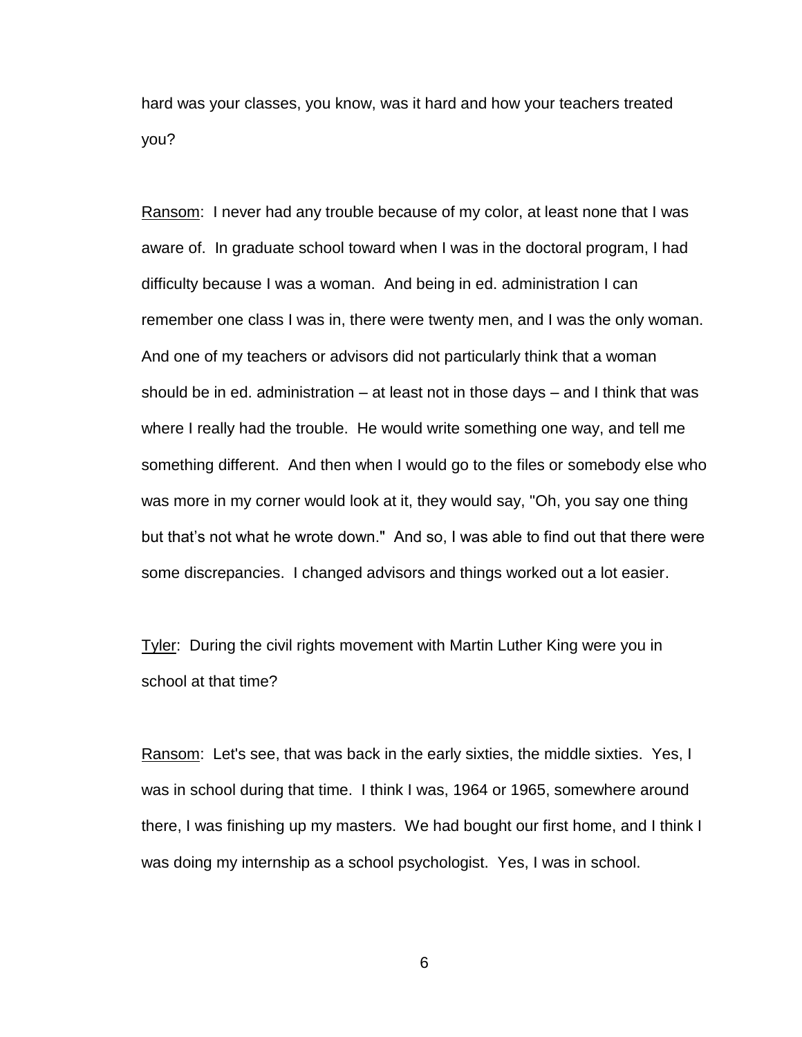hard was your classes, you know, was it hard and how your teachers treated you?

<u>Ransom</u>: I never had any trouble because of my color, at least none that I was aware of. In graduate school toward when I was in the doctoral program, I had difficulty because I was a woman. And being in ed. administration I can remember one class I was in, there were twenty men, and I was the only woman. And one of my teachers or advisors did not particularly think that a woman should be in ed. administration – at least not in those days – and I think that was where I really had the trouble. He would write something one way, and tell me something different. And then when I would go to the files or somebody else who was more in my corner would look at it, they would say, "Oh, you say one thing but that's not what he wrote down." And so, I was able to find out that there were some discrepancies. I changed advisors and things worked out a lot easier.

<u>Tyler</u>: During the civil rights movement with Martin Luther King were you in school at that time?

<u>Ransom</u>: Let's see, that was back in the early sixties, the middle sixties. Yes, I was in school during that time. I think I was, 1964 or 1965, somewhere around there, I was finishing up my masters. We had bought our first home, and I think I was doing my internship as a school psychologist. Yes, I was in school.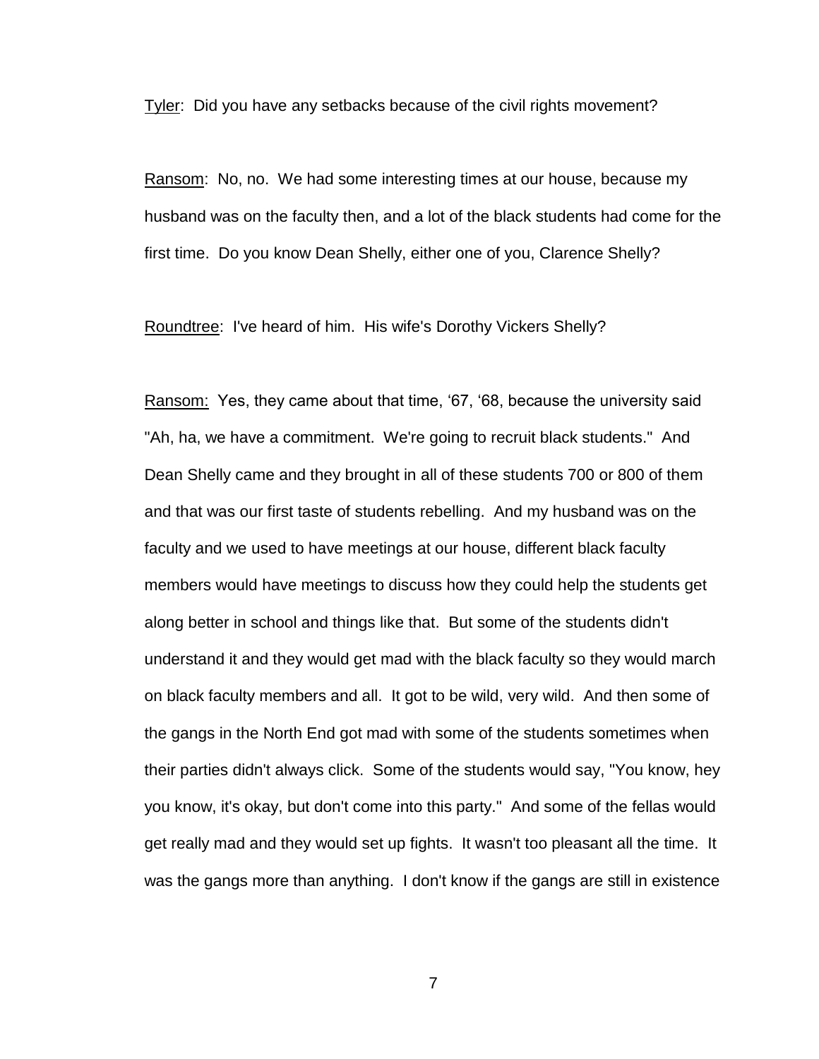Tyler: Did you have any setbacks because of the civil rights movement?

Ransom: No, no. We had some interesting times at our house, because my husband was on the faculty then, and a lot of the black students had come for the first time. Do you know Dean Shelly, either one of you, Clarence Shelly?

Roundtree: I've heard of him. His wife's Dorothy Vickers Shelly?

Ransom: Yes, they came about that time, '67, '68, because the university said "Ah, ha, we have a commitment. We're going to recruit black students." And Dean Shelly came and they brought in all of these students 700 or 800 of them and that was our first taste of students rebelling. And my husband was on the faculty and we used to have meetings at our house, different black faculty members would have meetings to discuss how they could help the students get along better in school and things like that. But some of the students didn't understand it and they would get mad with the black faculty so they would march on black faculty members and all. It got to be wild, very wild. And then some of the gangs in the North End got mad with some of the students sometimes when their parties didn't always click. Some of the students would say, "You know, hey you know, it's okay, but don't come into this party." And some of the fellas would get really mad and they would set up fights. It wasn't too pleasant all the time. It was the gangs more than anything. I don't know if the gangs are still in existence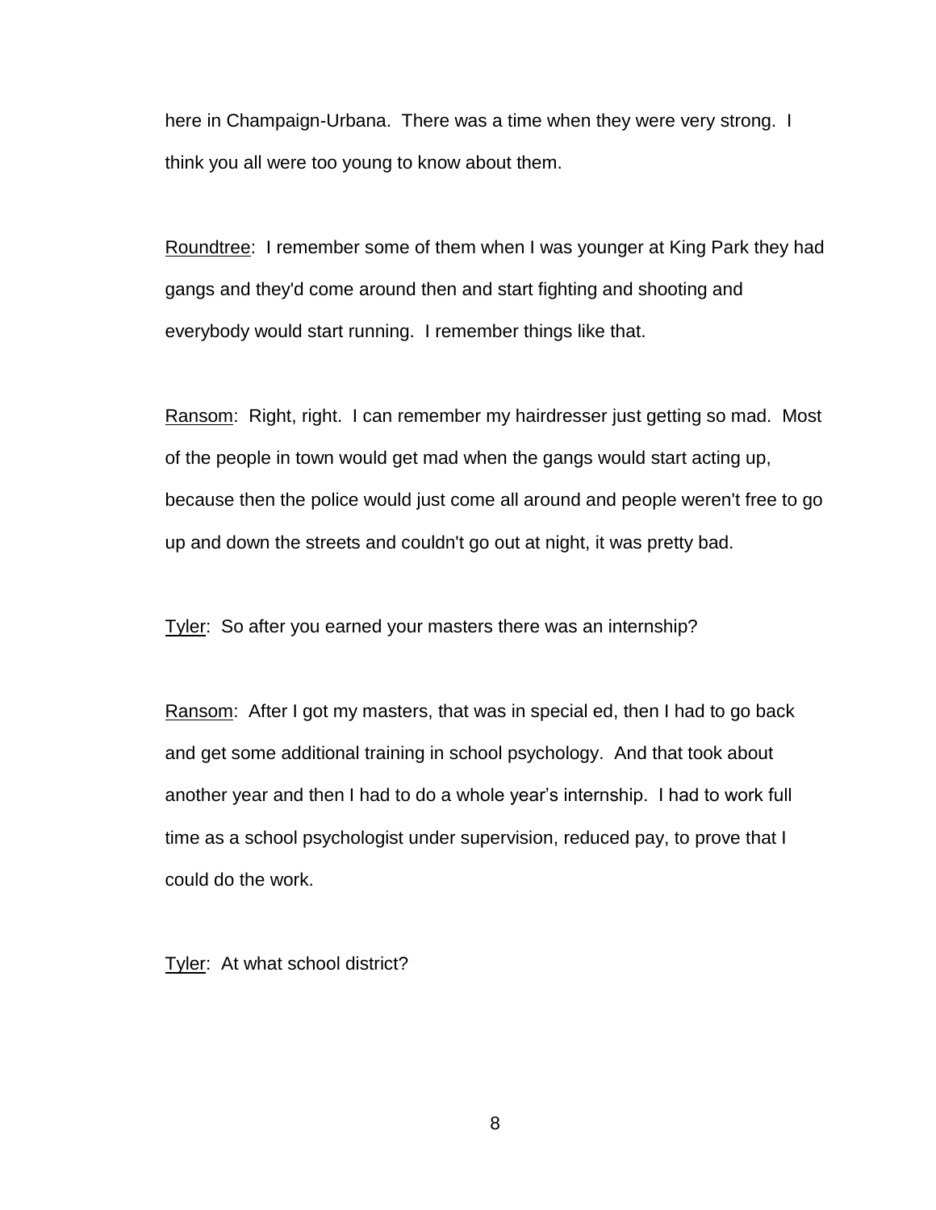here in Champaign-Urbana. There was a time when they were very strong. I think you all were too young to know about them.

Roundtree: I remember some of them when I was younger at King Park they had gangs and they'd come around then and start fighting and shooting and everybody would start running. I remember things like that.

Ransom: Right, right. I can remember my hairdresser just getting so mad. Most of the people in town would get mad when the gangs would start acting up, because then the police would just come all around and people weren't free to go up and down the streets and couldn't go out at night, it was pretty bad.

Tyler: So after you earned your masters there was an internship?

Ransom: After I got my masters, that was in special ed, then I had to go back and get some additional training in school psychology. And that took about another year and then I had to do a whole year's internship. I had to work full time as a school psychologist under supervision, reduced pay, to prove that I could do the work.

Tyler: At what school district?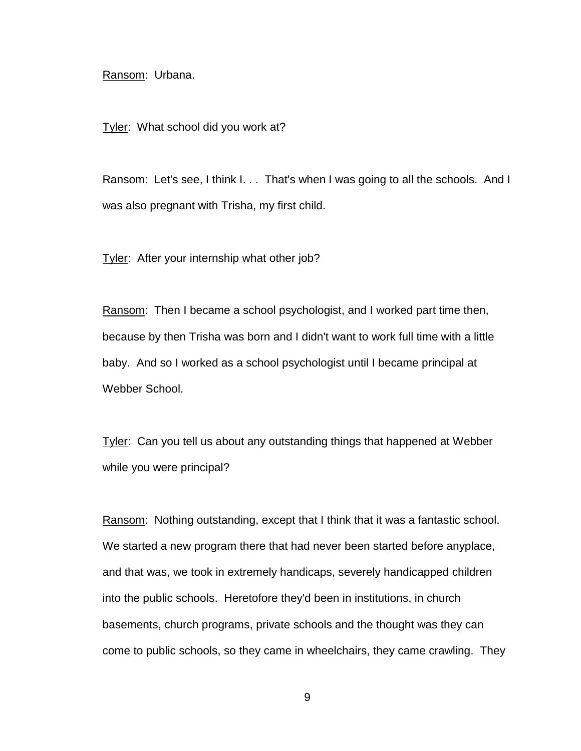Ransom: Urbana.

Tyler: What school did you work at?

Ransom: Let's see, I think I. . . That's when I was going to all the schools. And I was also pregnant with Trisha, my first child.

Tyler: After your internship what other job?

Ransom: Then I became a school psychologist, and I worked part time then, because by then Trisha was born and I didn't want to work full time with a little baby. And so I worked as a school psychologist until I became principal at Webber School.

Tyler: Can you tell us about any outstanding things that happened at Webber while you were principal?

Ransom: Nothing outstanding, except that I think that it was a fantastic school. We started a new program there that had never been started before anyplace, and that was, we took in extremely handicaps, severely handicapped children into the public schools. Heretofore they'd been in institutions, in church basements, church programs, private schools and the thought was they can come to public schools, so they came in wheelchairs, they came crawling. They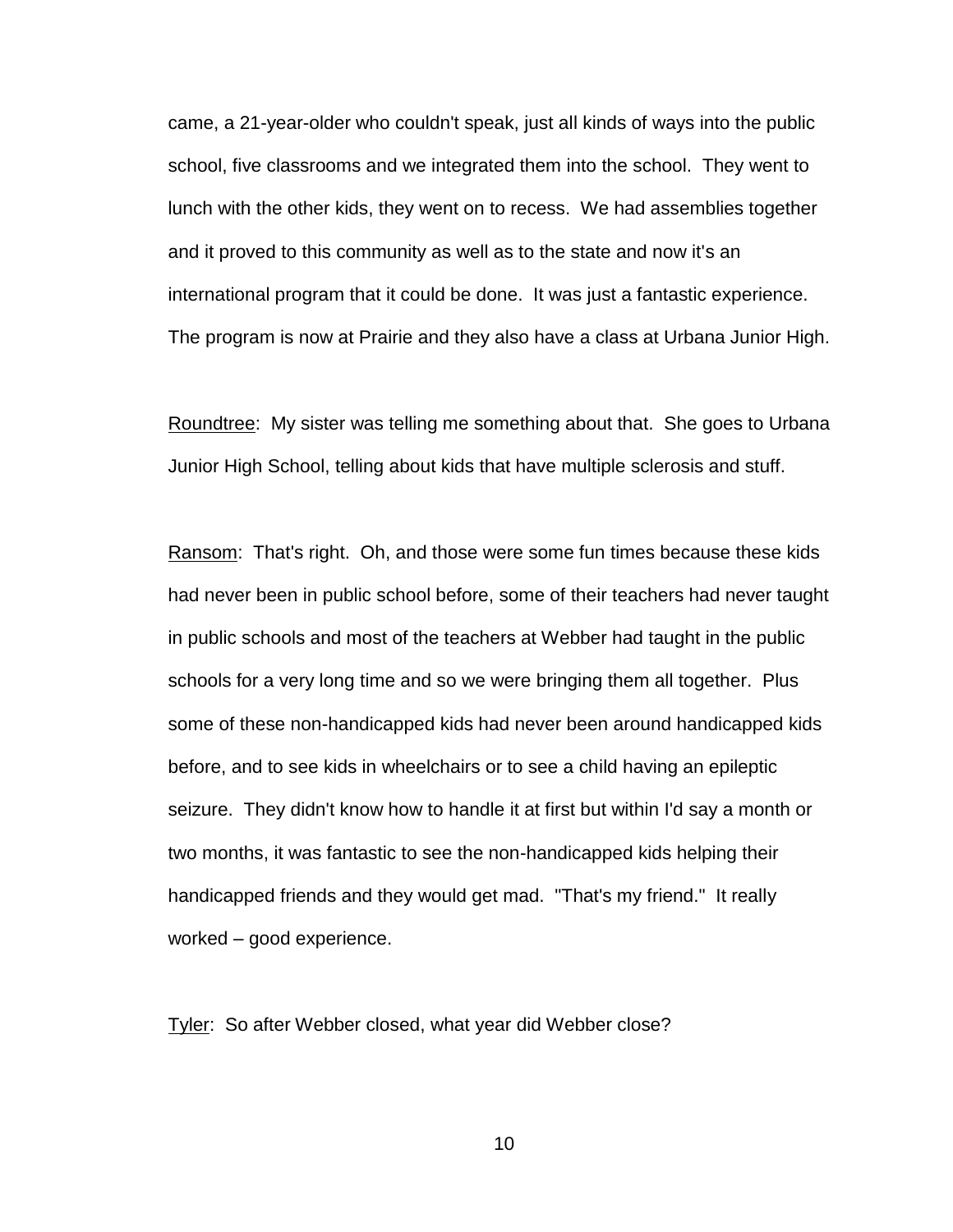came, a 21-year-older who couldn't speak, just all kinds of ways into the public school, five classrooms and we integrated them into the school. They went to lunch with the other kids, they went on to recess. We had assemblies together and it proved to this community as well as to the state and now it's an international program that it could be done. It was just a fantastic experience. The program is now at Prairie and they also have a class at Urbana Junior High.

Roundtree: My sister was telling me something about that. She goes to Urbana Junior High School, telling about kids that have multiple sclerosis and stuff.

Ransom: That's right. Oh, and those were some fun times because these kids had never been in public school before, some of their teachers had never taught in public schools and most of the teachers at Webber had taught in the public schools for a very long time and so we were bringing them all together. Plus some of these non-handicapped kids had never been around handicapped kids before, and to see kids in wheelchairs or to see a child having an epileptic seizure. They didn't know how to handle it at first but within I'd say a month or two months, it was fantastic to see the non-handicapped kids helping their handicapped friends and they would get mad. "That's my friend." It really worked – good experience.

Tyler: So after Webber closed, what year did Webber close?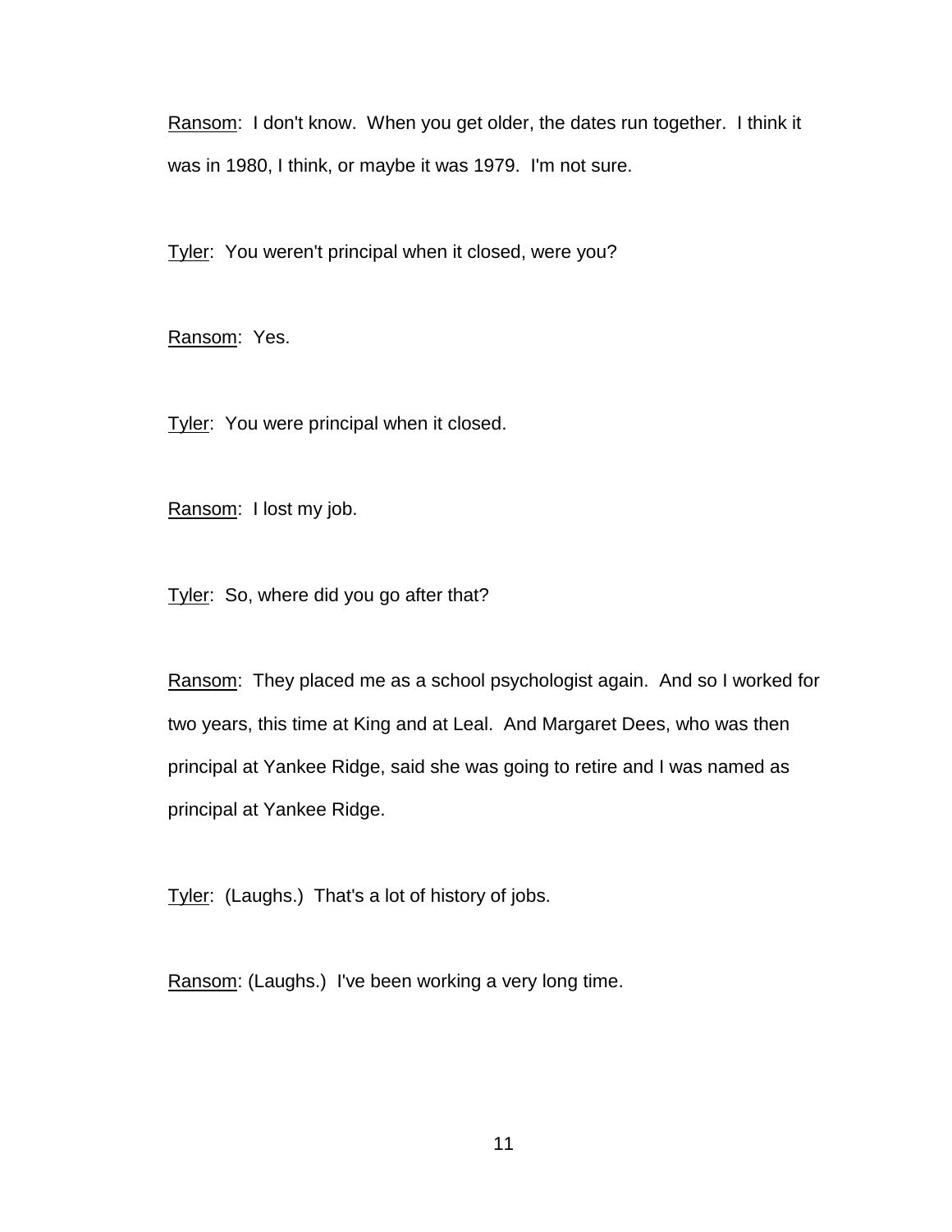<u>Ransom</u>: I don't know. When you get older, the dates run together. I think it was in 1980, I think, or maybe it was 1979. I'm not sure.

<u>Tyler</u>: You weren't principal when it closed, were you?

<u>Ransom</u>: Yes.

<u>Tyler</u>: You were principal when it closed.

<u>Ransom</u>: I lost my job.

<u>Tyler</u>: So, where did you go after that?

<u>Ransom</u>: They placed me as a school psychologist again. And so I worked for two years, this time at King and at Leal. And Margaret Dees, who was then principal at Yankee Ridge, said she was going to retire and I was named as principal at Yankee Ridge.

<u>Tyler</u>: (Laughs.) That's a lot of history of jobs.

<u>Ransom</u>: (Laughs.) I've been working a very long time.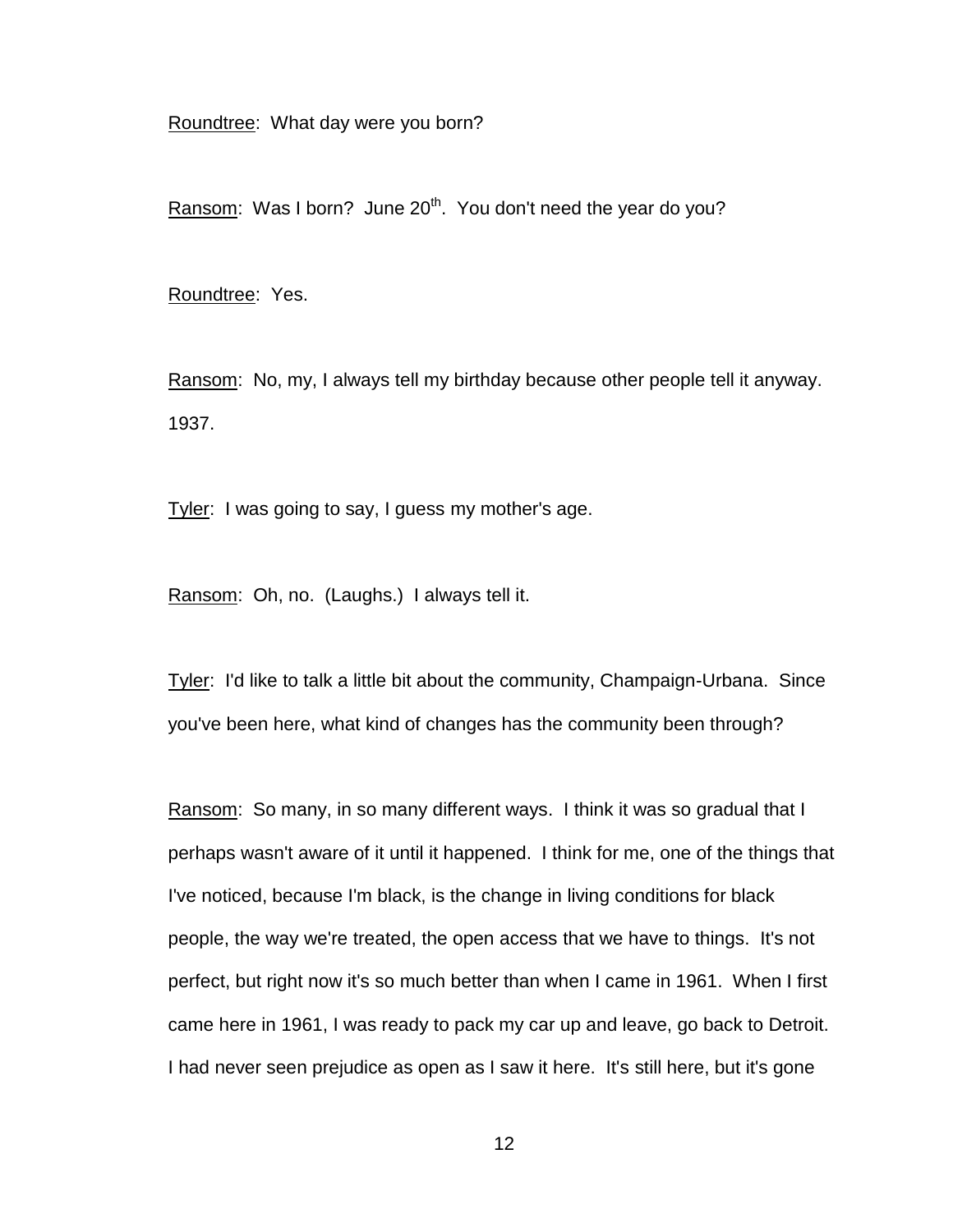Roundtree: What day were you born?

Ransom: Was I born? June 20th. You don't need the year do you?

Roundtree: Yes.

Ransom: No, my, I always tell my birthday because other people tell it anyway. 1937.

Tyler: I was going to say, I guess my mother's age.

Ransom: Oh, no. (Laughs.) I always tell it.

Tyler: I'd like to talk a little bit about the community, Champaign-Urbana. Since you've been here, what kind of changes has the community been through?

Ransom: So many, in so many different ways. I think it was so gradual that I perhaps wasn't aware of it until it happened. I think for me, one of the things that I've noticed, because I'm black, is the change in living conditions for black people, the way we're treated, the open access that we have to things. It's not perfect, but right now it's so much better than when I came in 1961. When I first came here in 1961, I was ready to pack my car up and leave, go back to Detroit. I had never seen prejudice as open as I saw it here. It's still here, but it's gone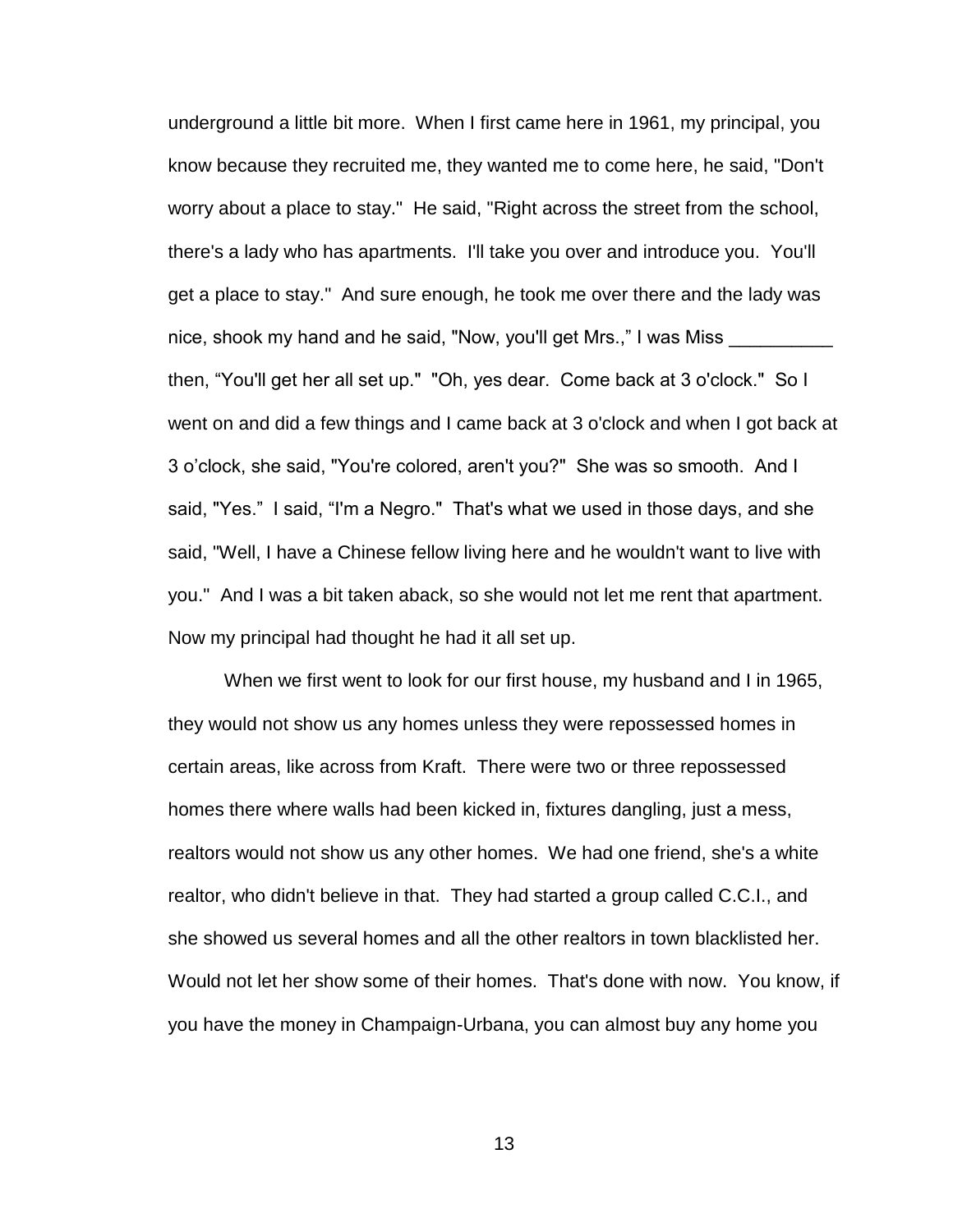underground a little bit more. When I first came here in 1961, my principal, you know because they recruited me, they wanted me to come here, he said, "Don't worry about a place to stay." He said, "Right across the street from the school, there's a lady who has apartments. I'll take you over and introduce you. You'll get a place to stay." And sure enough, he took me over there and the lady was nice, shook my hand and he said, "Now, you'll get Mrs.," I was Miss __________ then, "You'll get her all set up." "Oh, yes dear. Come back at 3 o'clock." So I went on and did a few things and I came back at 3 o'clock and when I got back at 3 o'clock, she said, "You're colored, aren't you?" She was so smooth. And I said, "Yes." I said, "I'm a Negro." That's what we used in those days, and she said, "Well, I have a Chinese fellow living here and he wouldn't want to live with you." And I was a bit taken aback, so she would not let me rent that apartment. Now my principal had thought he had it all set up.

When we first went to look for our first house, my husband and I in 1965, they would not show us any homes unless they were repossessed homes in certain areas, like across from Kraft. There were two or three repossessed homes there where walls had been kicked in, fixtures dangling, just a mess, realtors would not show us any other homes. We had one friend, she's a white realtor, who didn't believe in that. They had started a group called C.C.I., and she showed us several homes and all the other realtors in town blacklisted her. Would not let her show some of their homes. That's done with now. You know, if you have the money in Champaign-Urbana, you can almost buy any home you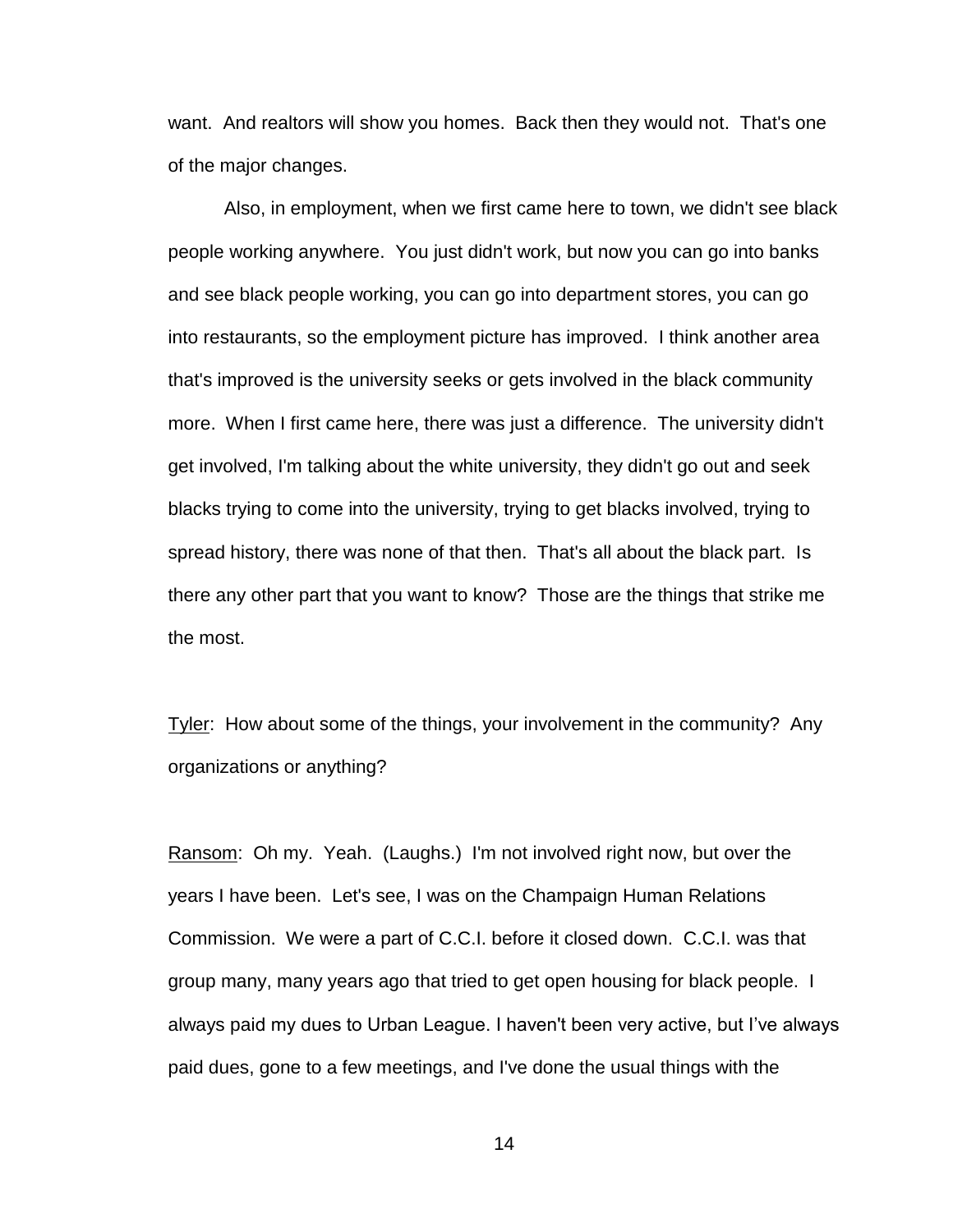want. And realtors will show you homes. Back then they would not. That's one of the major changes.

Also, in employment, when we first came here to town, we didn't see black people working anywhere. You just didn't work, but now you can go into banks and see black people working, you can go into department stores, you can go into restaurants, so the employment picture has improved. I think another area that's improved is the university seeks or gets involved in the black community more. When I first came here, there was just a difference. The university didn't get involved, I'm talking about the white university, they didn't go out and seek blacks trying to come into the university, trying to get blacks involved, trying to spread history, there was none of that then. That's all about the black part. Is there any other part that you want to know? Those are the things that strike me the most.

<u>Tyler</u>: How about some of the things, your involvement in the community? Any organizations or anything?

<u>Ransom</u>: Oh my. Yeah. (Laughs.) I'm not involved right now, but over the years I have been. Let's see, I was on the Champaign Human Relations Commission. We were a part of C.C.I. before it closed down. C.C.I. was that group many, many years ago that tried to get open housing for black people. I always paid my dues to Urban League. I haven't been very active, but I've always paid dues, gone to a few meetings, and I've done the usual things with the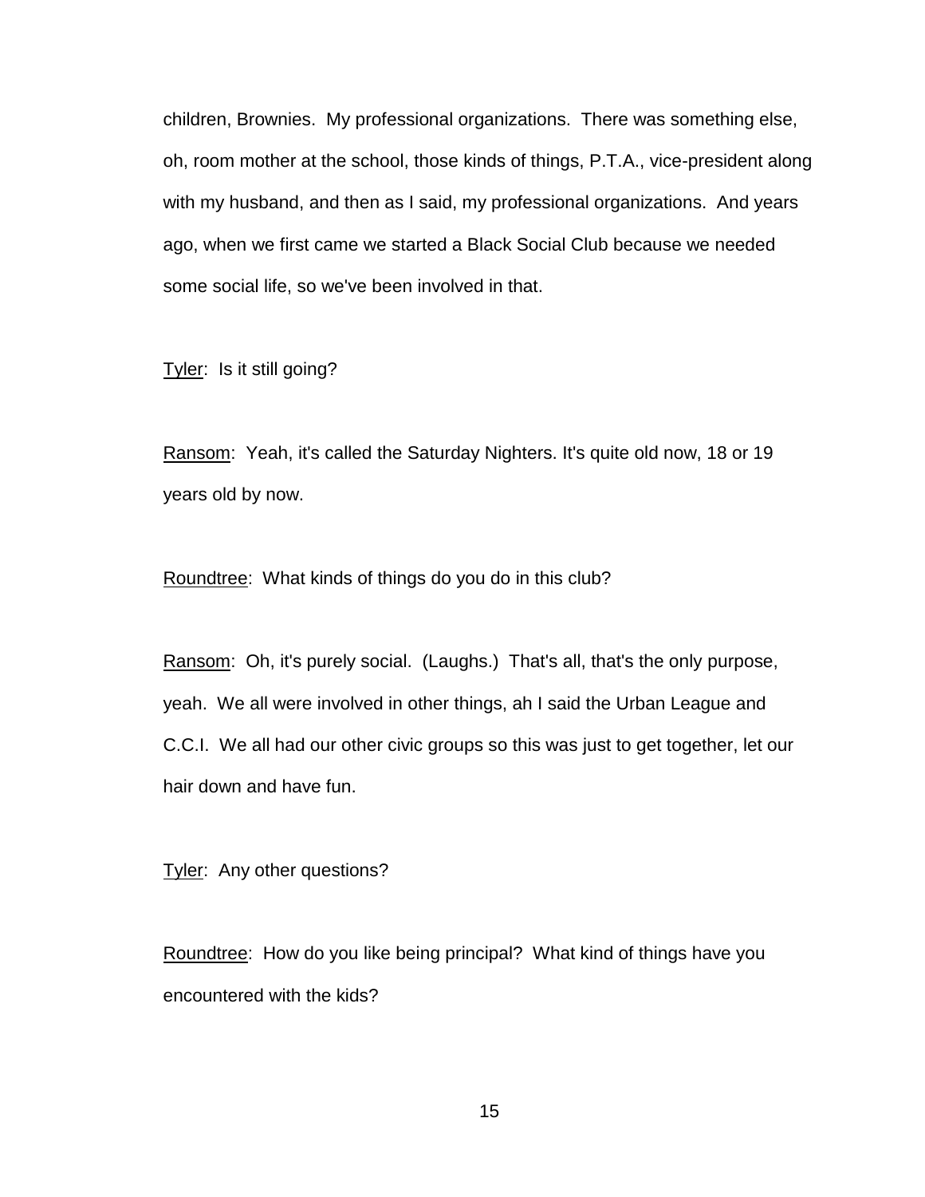children, Brownies. My professional organizations. There was something else, oh, room mother at the school, those kinds of things, P.T.A., vice-president along with my husband, and then as I said, my professional organizations. And years ago, when we first came we started a Black Social Club because we needed some social life, so we've been involved in that.

Tyler: Is it still going?

Ransom: Yeah, it's called the Saturday Nighters. It's quite old now, 18 or 19 years old by now.

Roundtree: What kinds of things do you do in this club?

Ransom: Oh, it's purely social. (Laughs.) That's all, that's the only purpose, yeah. We all were involved in other things, ah I said the Urban League and C.C.I. We all had our other civic groups so this was just to get together, let our hair down and have fun.

Tyler: Any other questions?

Roundtree: How do you like being principal? What kind of things have you encountered with the kids?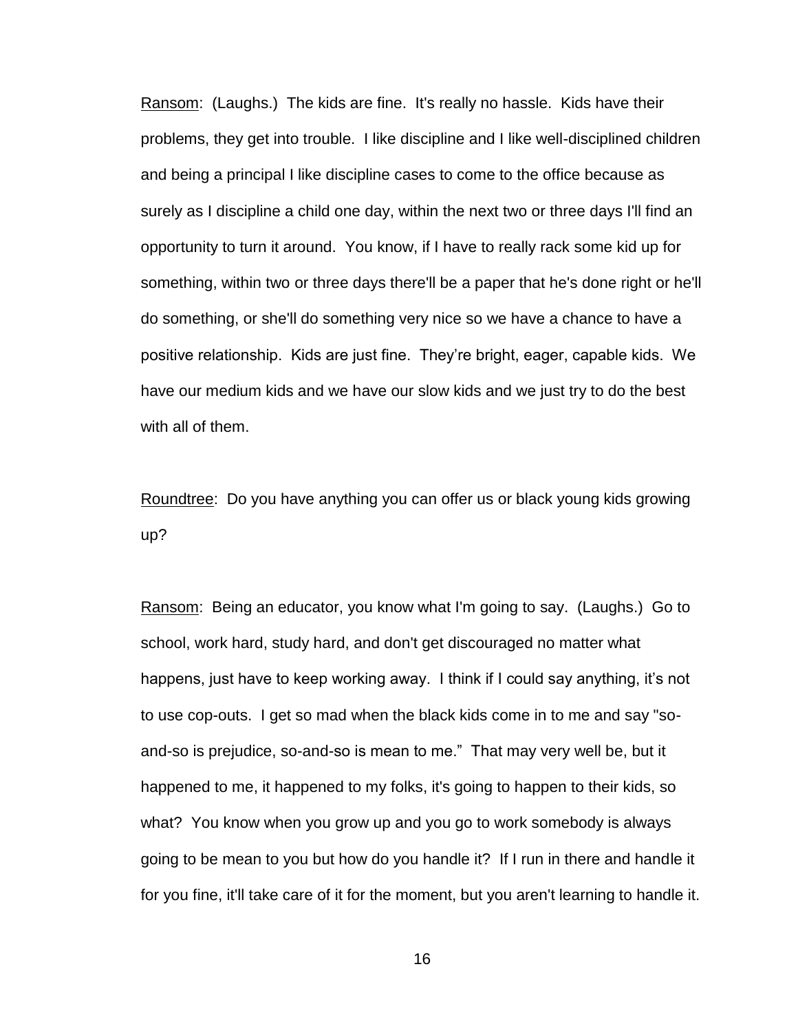Ransom: (Laughs.) The kids are fine. It's really no hassle. Kids have their problems, they get into trouble. I like discipline and I like well-disciplined children and being a principal I like discipline cases to come to the office because as surely as I discipline a child one day, within the next two or three days I'll find an opportunity to turn it around. You know, if I have to really rack some kid up for something, within two or three days there'll be a paper that he's done right or he'll do something, or she'll do something very nice so we have a chance to have a positive relationship. Kids are just fine. They're bright, eager, capable kids. We have our medium kids and we have our slow kids and we just try to do the best with all of them.

Roundtree: Do you have anything you can offer us or black young kids growing up?

Ransom: Being an educator, you know what I'm going to say. (Laughs.) Go to school, work hard, study hard, and don't get discouraged no matter what happens, just have to keep working away. I think if I could say anything, it's not to use cop-outs. I get so mad when the black kids come in to me and say "so-and-so is prejudice, so-and-so is mean to me." That may very well be, but it happened to me, it happened to my folks, it's going to happen to their kids, so what? You know when you grow up and you go to work somebody is always going to be mean to you but how do you handle it? If I run in there and handle it for you fine, it'll take care of it for the moment, but you aren't learning to handle it.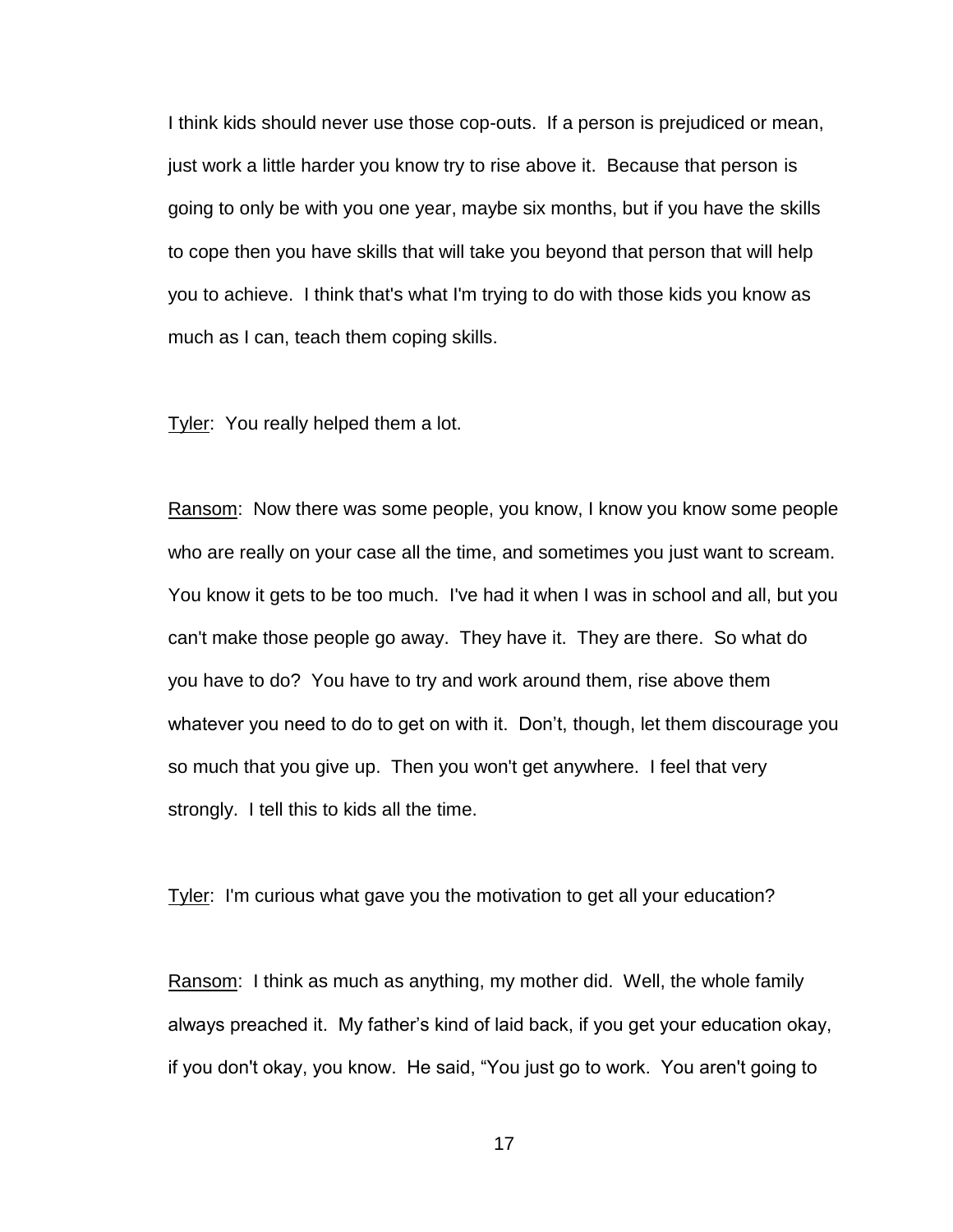I think kids should never use those cop-outs. If a person is prejudiced or mean, just work a little harder you know try to rise above it. Because that person is going to only be with you one year, maybe six months, but if you have the skills to cope then you have skills that will take you beyond that person that will help you to achieve. I think that's what I'm trying to do with those kids you know as much as I can, teach them coping skills.

Tyler: You really helped them a lot.

Ransom: Now there was some people, you know, I know you know some people who are really on your case all the time, and sometimes you just want to scream. You know it gets to be too much. I've had it when I was in school and all, but you can't make those people go away. They have it. They are there. So what do you have to do? You have to try and work around them, rise above them whatever you need to do to get on with it. Don't, though, let them discourage you so much that you give up. Then you won't get anywhere. I feel that very strongly. I tell this to kids all the time.

Tyler: I'm curious what gave you the motivation to get all your education?

Ransom: I think as much as anything, my mother did. Well, the whole family always preached it. My father's kind of laid back, if you get your education okay, if you don't okay, you know. He said, "You just go to work. You aren't going to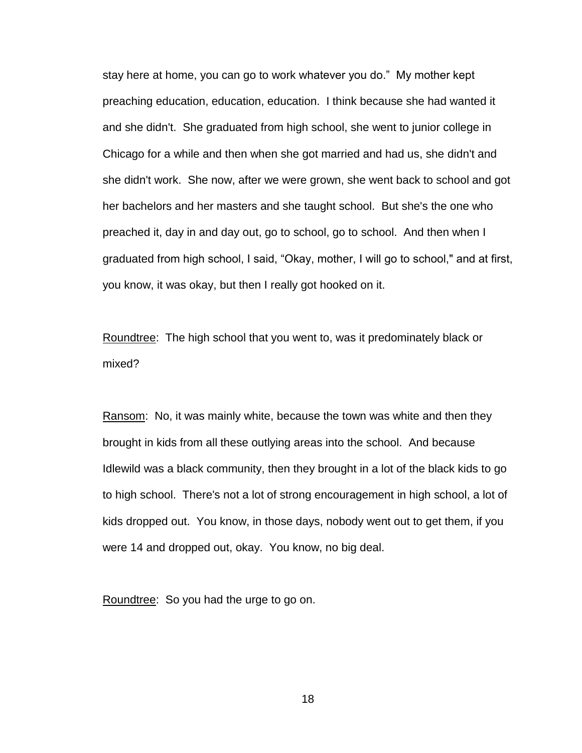stay here at home, you can go to work whatever you do." My mother kept preaching education, education, education. I think because she had wanted it and she didn't. She graduated from high school, she went to junior college in Chicago for a while and then when she got married and had us, she didn't and she didn't work. She now, after we were grown, she went back to school and got her bachelors and her masters and she taught school. But she's the one who preached it, day in and day out, go to school, go to school. And then when I graduated from high school, I said, "Okay, mother, I will go to school," and at first, you know, it was okay, but then I really got hooked on it.

Roundtree: The high school that you went to, was it predominately black or mixed?

Ransom: No, it was mainly white, because the town was white and then they brought in kids from all these outlying areas into the school. And because Idlewild was a black community, then they brought in a lot of the black kids to go to high school. There's not a lot of strong encouragement in high school, a lot of kids dropped out. You know, in those days, nobody went out to get them, if you were 14 and dropped out, okay. You know, no big deal.

Roundtree: So you had the urge to go on.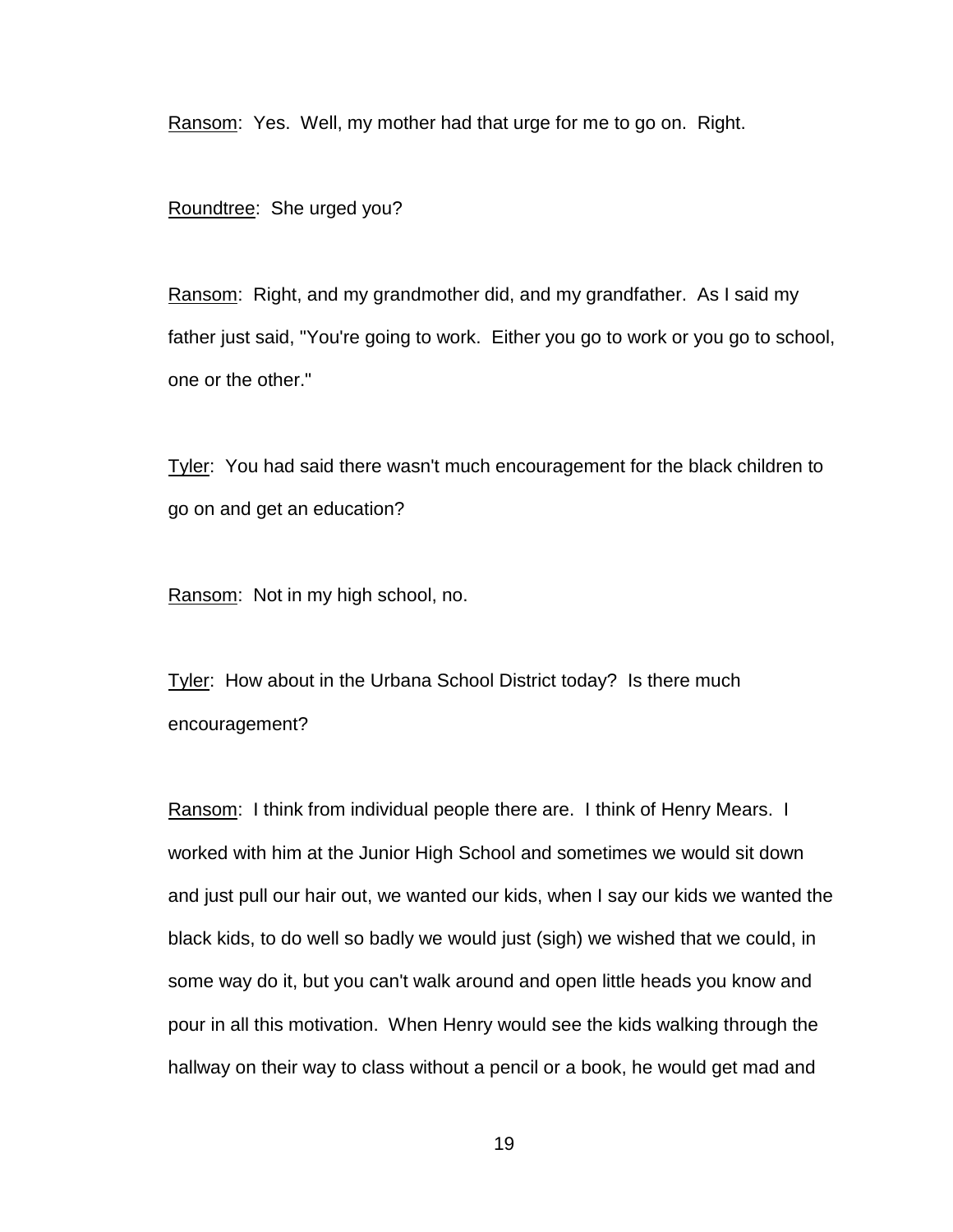Ransom: Yes. Well, my mother had that urge for me to go on. Right.

Roundtree: She urged you?

Ransom: Right, and my grandmother did, and my grandfather. As I said my father just said, "You're going to work. Either you go to work or you go to school, one or the other."

Tyler: You had said there wasn't much encouragement for the black children to go on and get an education?

Ransom: Not in my high school, no.

Tyler: How about in the Urbana School District today? Is there much encouragement?

Ransom: I think from individual people there are. I think of Henry Mears. I worked with him at the Junior High School and sometimes we would sit down and just pull our hair out, we wanted our kids, when I say our kids we wanted the black kids, to do well so badly we would just (sigh) we wished that we could, in some way do it, but you can't walk around and open little heads you know and pour in all this motivation. When Henry would see the kids walking through the hallway on their way to class without a pencil or a book, he would get mad and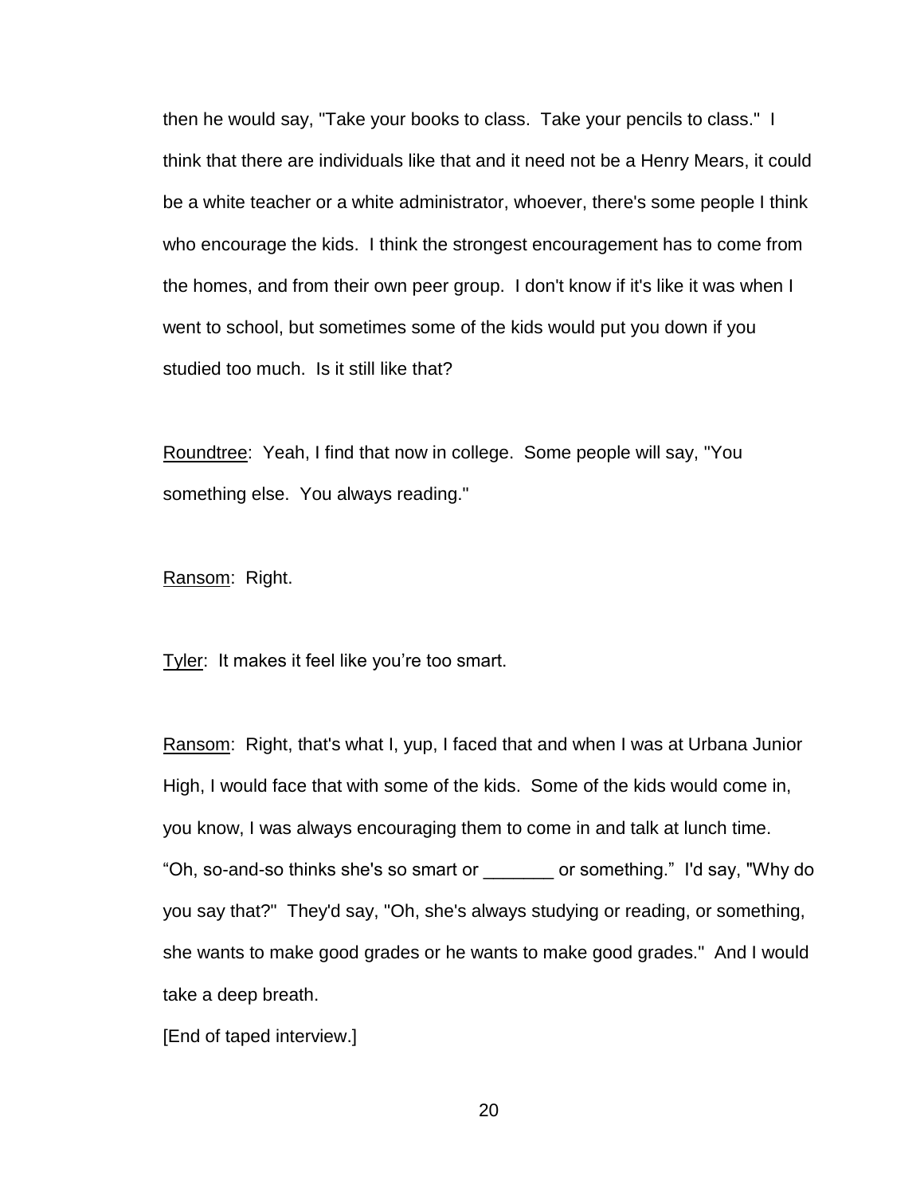then he would say, "Take your books to class. Take your pencils to class." I think that there are individuals like that and it need not be a Henry Mears, it could be a white teacher or a white administrator, whoever, there's some people I think who encourage the kids. I think the strongest encouragement has to come from the homes, and from their own peer group. I don't know if it's like it was when I went to school, but sometimes some of the kids would put you down if you studied too much. Is it still like that?

<u>Roundtree</u>: Yeah, I find that now in college. Some people will say, "You something else. You always reading."

<u>Ransom</u>: Right.

<u>Tyler</u>: It makes it feel like you're too smart.

<u>Ransom</u>: Right, that's what I, yup, I faced that and when I was at Urbana Junior High, I would face that with some of the kids. Some of the kids would come in, you know, I was always encouraging them to come in and talk at lunch time. "Oh, so-and-so thinks she's so smart or _______ or something." I'd say, "Why do you say that?" They'd say, "Oh, she's always studying or reading, or something, she wants to make good grades or he wants to make good grades." And I would take a deep breath.

[End of taped interview.]